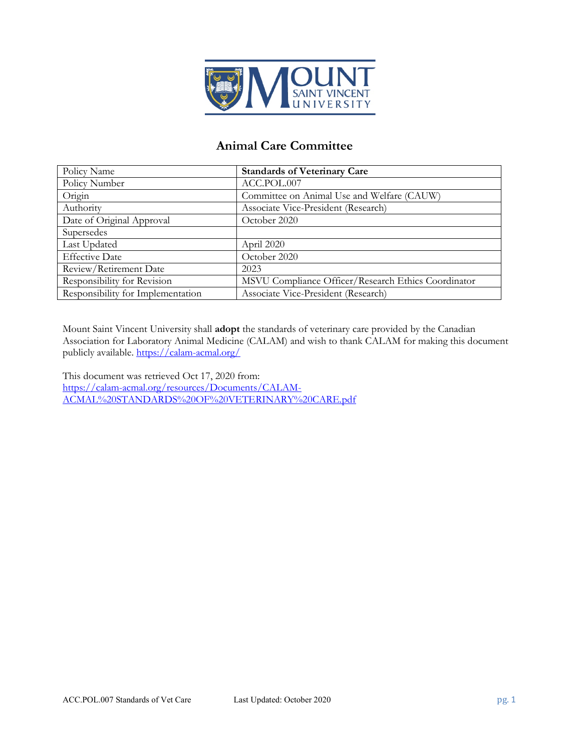# Animal Care Committee

| Policy Name | **Standards of Veterinary Care** |
| --- | --- |
| Policy Number | ACC.POL.007 |
| Origin | Committee on Animal Use and Welfare (CAUW) |
| Authority | Associate Vice-President (Research) |
| Date of Original Approval | October 2020 |
| Supersedes | |
| Last Updated | April 2020 |
| Effective Date | October 2020 |
| Review/Retirement Date | 2023 |
| Responsibility for Revision | MSVU Compliance Officer/Research Ethics Coordinator |
| Responsibility for Implementation | Associate Vice-President (Research) |

Mount Saint Vincent University shall **adopt** the standards of veterinary care provided by the Canadian Association for Laboratory Animal Medicine (CALAM) and wish to thank CALAM for making this document publicly available. https://calam-acmal.org/

This document was retrieved Oct 17, 2020 from:
https://calam-acmal.org/resources/Documents/CALAM-ACMAL%20STANDARDS%20OF%20VETERINARY%20CARE.pdf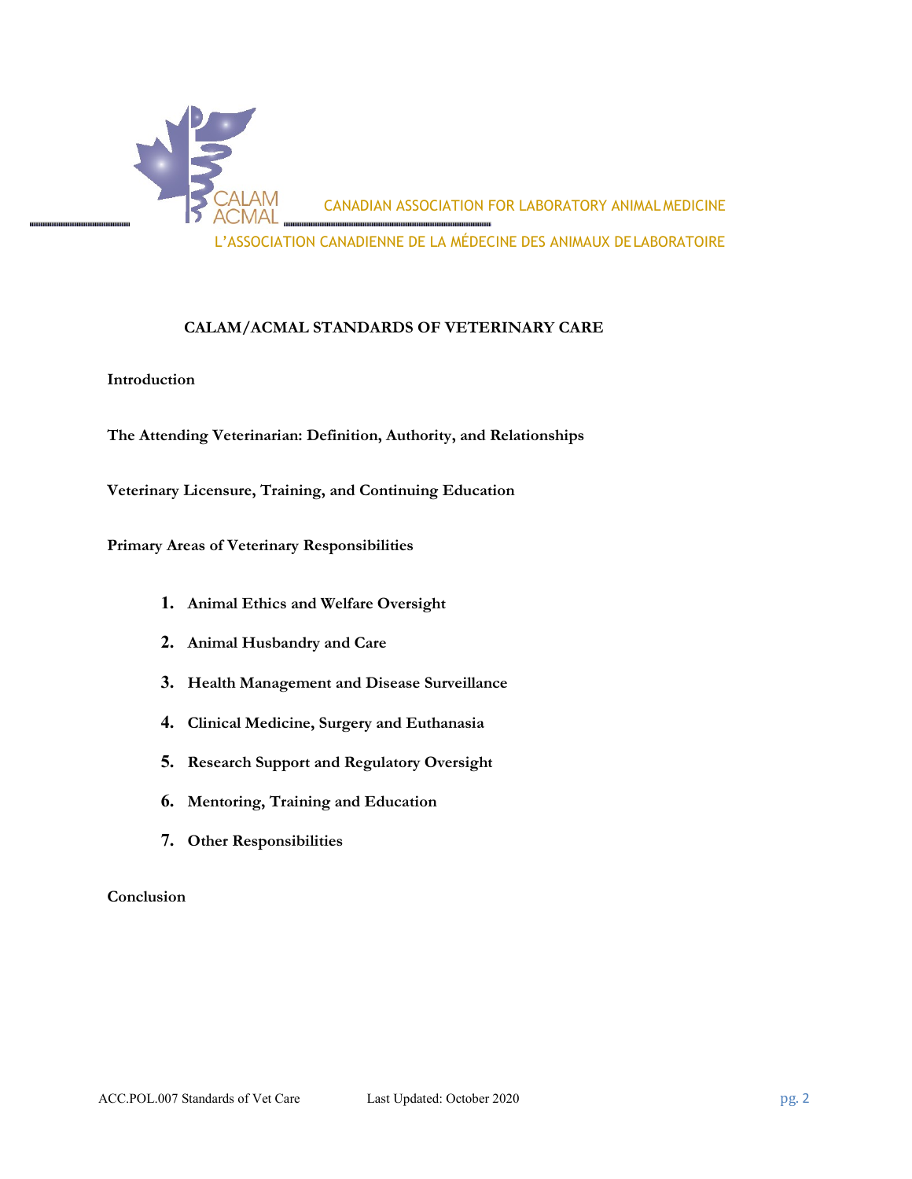CANADIAN ASSOCIATION FOR LABORATORY ANIMAL MEDICINE

L'ASSOCIATION CANADIENNE DE LA MÉDECINE DES ANIMAUX DE LABORATOIRE

# CALAM/ACMAL STANDARDS OF VETERINARY CARE

**Introduction**

**The Attending Veterinarian: Definition, Authority, and Relationships**

**Veterinary Licensure, Training, and Continuing Education**

**Primary Areas of Veterinary Responsibilities**

1. **Animal Ethics and Welfare Oversight**
2. **Animal Husbandry and Care**
3. **Health Management and Disease Surveillance**
4. **Clinical Medicine, Surgery and Euthanasia**
5. **Research Support and Regulatory Oversight**
6. **Mentoring, Training and Education**
7. **Other Responsibilities**

**Conclusion**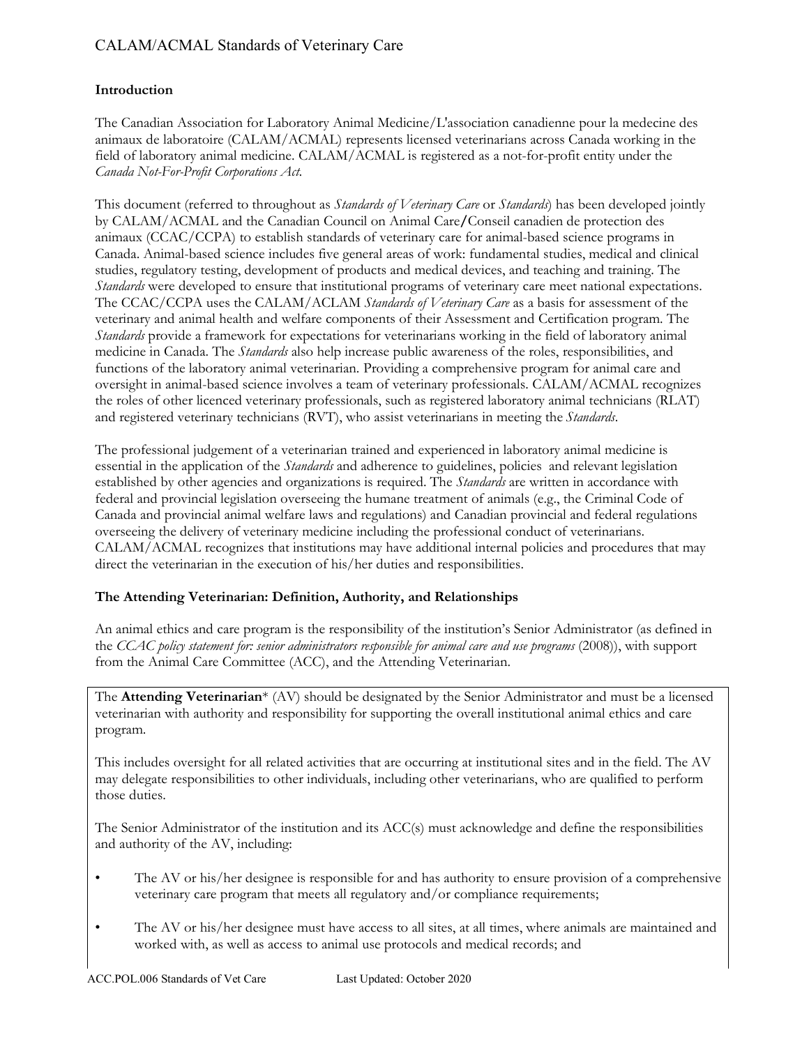## Introduction

The Canadian Association for Laboratory Animal Medicine/L'association canadienne pour la medecine des animaux de laboratoire (CALAM/ACMAL) represents licensed veterinarians across Canada working in the field of laboratory animal medicine. CALAM/ACMAL is registered as a not-for-profit entity under the *Canada Not-For-Profit Corporations Act.*

This document (referred to throughout as *Standards of Veterinary Care* or *Standards*) has been developed jointly by CALAM/ACMAL and the Canadian Council on Animal Care/Conseil canadien de protection des animaux (CCAC/CCPA) to establish standards of veterinary care for animal-based science programs in Canada. Animal-based science includes five general areas of work: fundamental studies, medical and clinical studies, regulatory testing, development of products and medical devices, and teaching and training. The *Standards* were developed to ensure that institutional programs of veterinary care meet national expectations. The CCAC/CCPA uses the CALAM/ACLAM *Standards of Veterinary Care* as a basis for assessment of the veterinary and animal health and welfare components of their Assessment and Certification program. The *Standards* provide a framework for expectations for veterinarians working in the field of laboratory animal medicine in Canada. The *Standards* also help increase public awareness of the roles, responsibilities, and functions of the laboratory animal veterinarian. Providing a comprehensive program for animal care and oversight in animal-based science involves a team of veterinary professionals. CALAM/ACMAL recognizes the roles of other licenced veterinary professionals, such as registered laboratory animal technicians (RLAT) and registered veterinary technicians (RVT), who assist veterinarians in meeting the *Standards*.

The professional judgement of a veterinarian trained and experienced in laboratory animal medicine is essential in the application of the *Standards* and adherence to guidelines, policies and relevant legislation established by other agencies and organizations is required. The *Standards* are written in accordance with federal and provincial legislation overseeing the humane treatment of animals (e.g., the Criminal Code of Canada and provincial animal welfare laws and regulations) and Canadian provincial and federal regulations overseeing the delivery of veterinary medicine including the professional conduct of veterinarians. CALAM/ACMAL recognizes that institutions may have additional internal policies and procedures that may direct the veterinarian in the execution of his/her duties and responsibilities.

## The Attending Veterinarian: Definition, Authority, and Relationships

An animal ethics and care program is the responsibility of the institution's Senior Administrator (as defined in the *CCAC policy statement for: senior administrators responsible for animal care and use programs* (2008)), with support from the Animal Care Committee (ACC), and the Attending Veterinarian.

The **Attending Veterinarian*** (AV) should be designated by the Senior Administrator and must be a licensed veterinarian with authority and responsibility for supporting the overall institutional animal ethics and care program.

This includes oversight for all related activities that are occurring at institutional sites and in the field. The AV may delegate responsibilities to other individuals, including other veterinarians, who are qualified to perform those duties.

The Senior Administrator of the institution and its ACC(s) must acknowledge and define the responsibilities and authority of the AV, including:

- The AV or his/her designee is responsible for and has authority to ensure provision of a comprehensive veterinary care program that meets all regulatory and/or compliance requirements;
- The AV or his/her designee must have access to all sites, at all times, where animals are maintained and worked with, as well as access to animal use protocols and medical records; and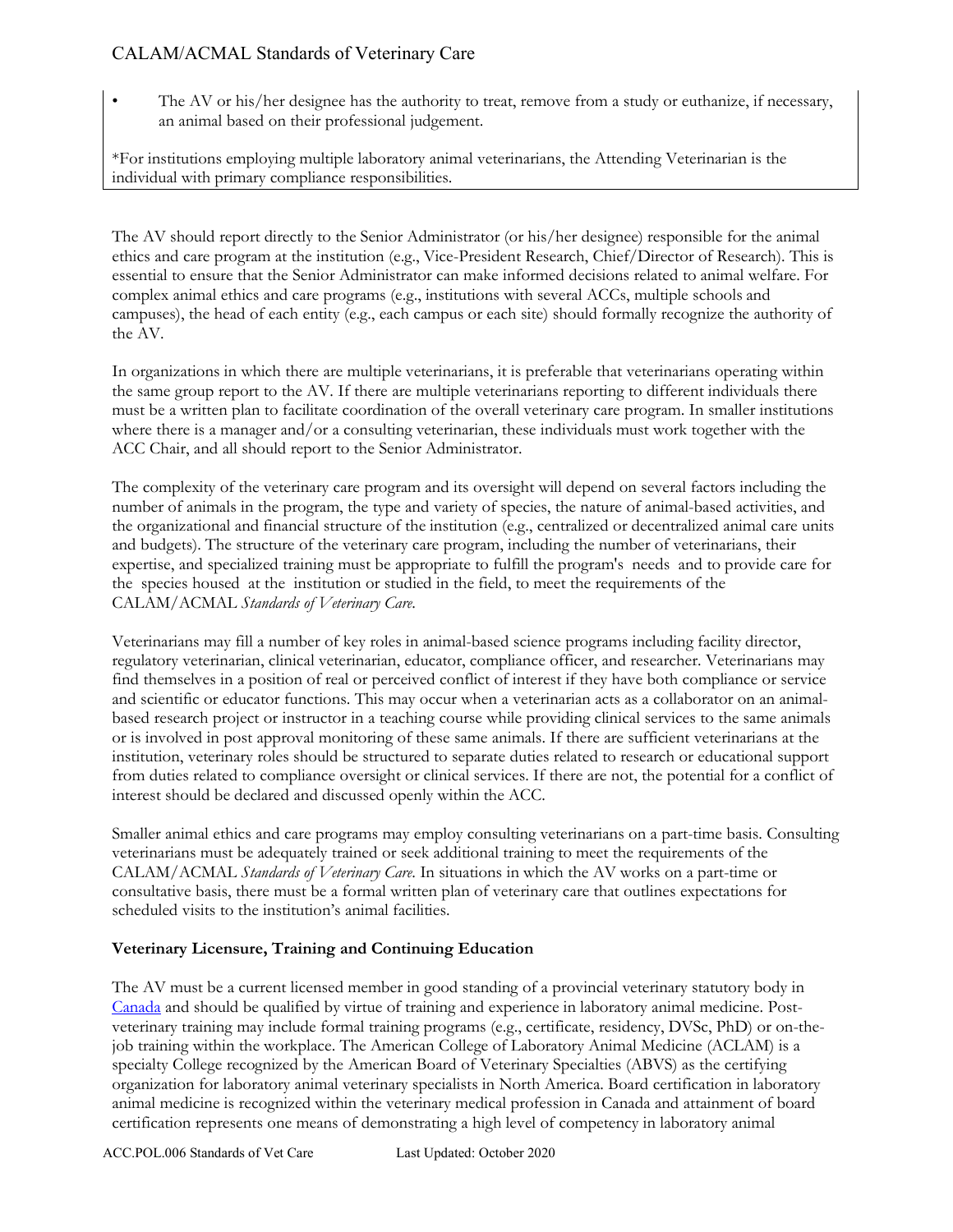- The AV or his/her designee has the authority to treat, remove from a study or euthanize, if necessary, an animal based on their professional judgement.

*For institutions employing multiple laboratory animal veterinarians, the Attending Veterinarian is the individual with primary compliance responsibilities.

The AV should report directly to the Senior Administrator (or his/her designee) responsible for the animal ethics and care program at the institution (e.g., Vice-President Research, Chief/Director of Research). This is essential to ensure that the Senior Administrator can make informed decisions related to animal welfare. For complex animal ethics and care programs (e.g., institutions with several ACCs, multiple schools and campuses), the head of each entity (e.g., each campus or each site) should formally recognize the authority of the AV.

In organizations in which there are multiple veterinarians, it is preferable that veterinarians operating within the same group report to the AV. If there are multiple veterinarians reporting to different individuals there must be a written plan to facilitate coordination of the overall veterinary care program. In smaller institutions where there is a manager and/or a consulting veterinarian, these individuals must work together with the ACC Chair, and all should report to the Senior Administrator.

The complexity of the veterinary care program and its oversight will depend on several factors including the number of animals in the program, the type and variety of species, the nature of animal-based activities, and the organizational and financial structure of the institution (e.g., centralized or decentralized animal care units and budgets). The structure of the veterinary care program, including the number of veterinarians, their expertise, and specialized training must be appropriate to fulfill the program's needs and to provide care for the species housed at the institution or studied in the field, to meet the requirements of the CALAM/ACMAL *Standards of Veterinary Care*.

Veterinarians may fill a number of key roles in animal-based science programs including facility director, regulatory veterinarian, clinical veterinarian, educator, compliance officer, and researcher. Veterinarians may find themselves in a position of real or perceived conflict of interest if they have both compliance or service and scientific or educator functions. This may occur when a veterinarian acts as a collaborator on an animal-based research project or instructor in a teaching course while providing clinical services to the same animals or is involved in post approval monitoring of these same animals. If there are sufficient veterinarians at the institution, veterinary roles should be structured to separate duties related to research or educational support from duties related to compliance oversight or clinical services. If there are not, the potential for a conflict of interest should be declared and discussed openly within the ACC.

Smaller animal ethics and care programs may employ consulting veterinarians on a part-time basis. Consulting veterinarians must be adequately trained or seek additional training to meet the requirements of the CALAM/ACMAL *Standards of Veterinary Care*. In situations in which the AV works on a part-time or consultative basis, there must be a formal written plan of veterinary care that outlines expectations for scheduled visits to the institution's animal facilities.

### Veterinary Licensure, Training and Continuing Education

The AV must be a current licensed member in good standing of a provincial veterinary statutory body in Canada and should be qualified by virtue of training and experience in laboratory animal medicine. Post-veterinary training may include formal training programs (e.g., certificate, residency, DVSc, PhD) or on-the-job training within the workplace. The American College of Laboratory Animal Medicine (ACLAM) is a specialty College recognized by the American Board of Veterinary Specialties (ABVS) as the certifying organization for laboratory animal veterinary specialists in North America. Board certification in laboratory animal medicine is recognized within the veterinary medical profession in Canada and attainment of board certification represents one means of demonstrating a high level of competency in laboratory animal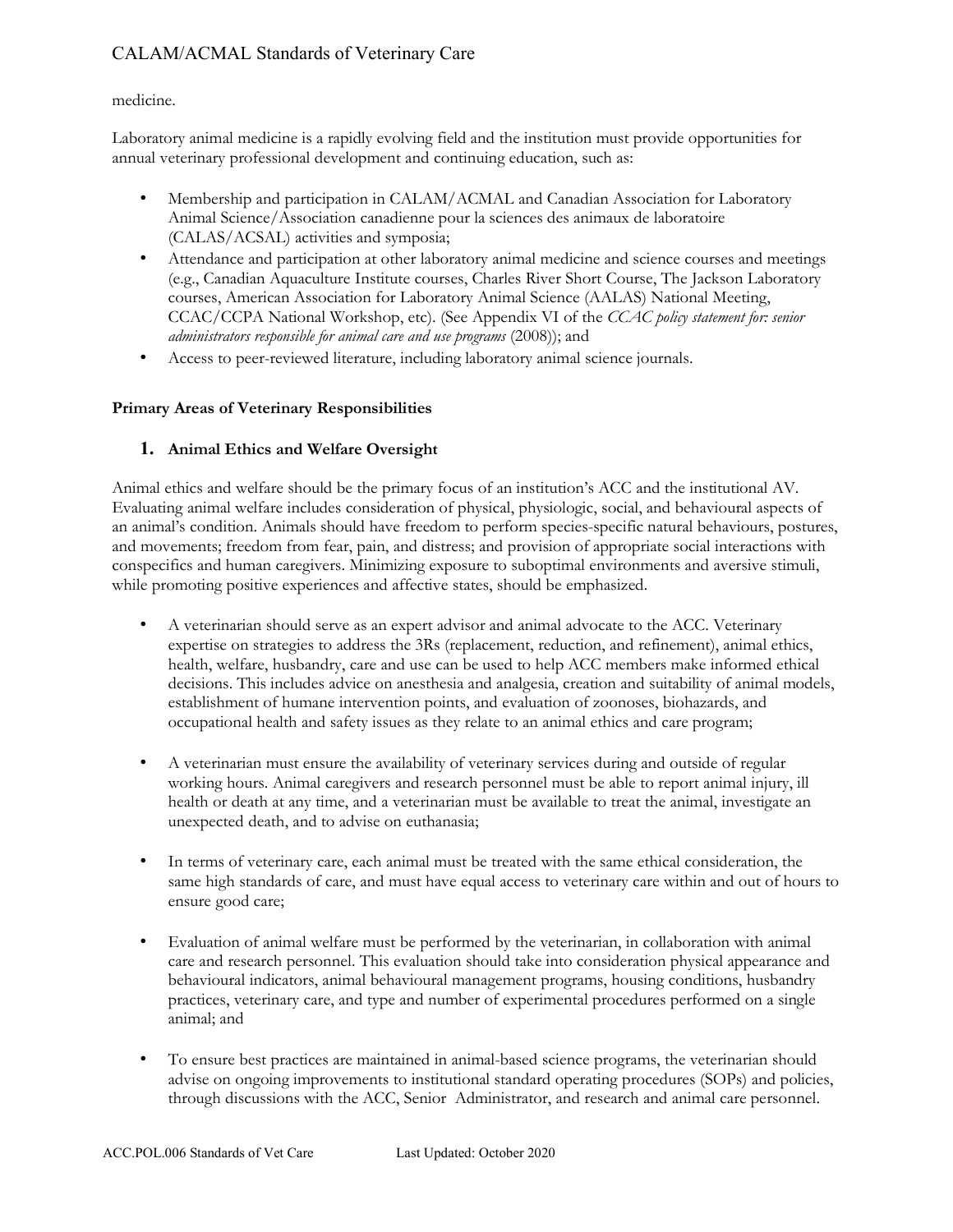medicine.

Laboratory animal medicine is a rapidly evolving field and the institution must provide opportunities for annual veterinary professional development and continuing education, such as:

- Membership and participation in CALAM/ACMAL and Canadian Association for Laboratory Animal Science/Association canadienne pour la sciences des animaux de laboratoire (CALAS/ACSAL) activities and symposia;
- Attendance and participation at other laboratory animal medicine and science courses and meetings (e.g., Canadian Aquaculture Institute courses, Charles River Short Course, The Jackson Laboratory courses, American Association for Laboratory Animal Science (AALAS) National Meeting, CCAC/CCPA National Workshop, etc). (See Appendix VI of the *CCAC policy statement for: senior administrators responsible for animal care and use programs* (2008)); and
- Access to peer-reviewed literature, including laboratory animal science journals.

**Primary Areas of Veterinary Responsibilities**

**1. Animal Ethics and Welfare Oversight**

Animal ethics and welfare should be the primary focus of an institution's ACC and the institutional AV. Evaluating animal welfare includes consideration of physical, physiologic, social, and behavioural aspects of an animal's condition. Animals should have freedom to perform species-specific natural behaviours, postures, and movements; freedom from fear, pain, and distress; and provision of appropriate social interactions with conspecifics and human caregivers. Minimizing exposure to suboptimal environments and aversive stimuli, while promoting positive experiences and affective states, should be emphasized.

- A veterinarian should serve as an expert advisor and animal advocate to the ACC. Veterinary expertise on strategies to address the 3Rs (replacement, reduction, and refinement), animal ethics, health, welfare, husbandry, care and use can be used to help ACC members make informed ethical decisions. This includes advice on anesthesia and analgesia, creation and suitability of animal models, establishment of humane intervention points, and evaluation of zoonoses, biohazards, and occupational health and safety issues as they relate to an animal ethics and care program;

- A veterinarian must ensure the availability of veterinary services during and outside of regular working hours. Animal caregivers and research personnel must be able to report animal injury, ill health or death at any time, and a veterinarian must be available to treat the animal, investigate an unexpected death, and to advise on euthanasia;

- In terms of veterinary care, each animal must be treated with the same ethical consideration, the same high standards of care, and must have equal access to veterinary care within and out of hours to ensure good care;

- Evaluation of animal welfare must be performed by the veterinarian, in collaboration with animal care and research personnel. This evaluation should take into consideration physical appearance and behavioural indicators, animal behavioural management programs, housing conditions, husbandry practices, veterinary care, and type and number of experimental procedures performed on a single animal; and

- To ensure best practices are maintained in animal-based science programs, the veterinarian should advise on ongoing improvements to institutional standard operating procedures (SOPs) and policies, through discussions with the ACC, Senior Administrator, and research and animal care personnel.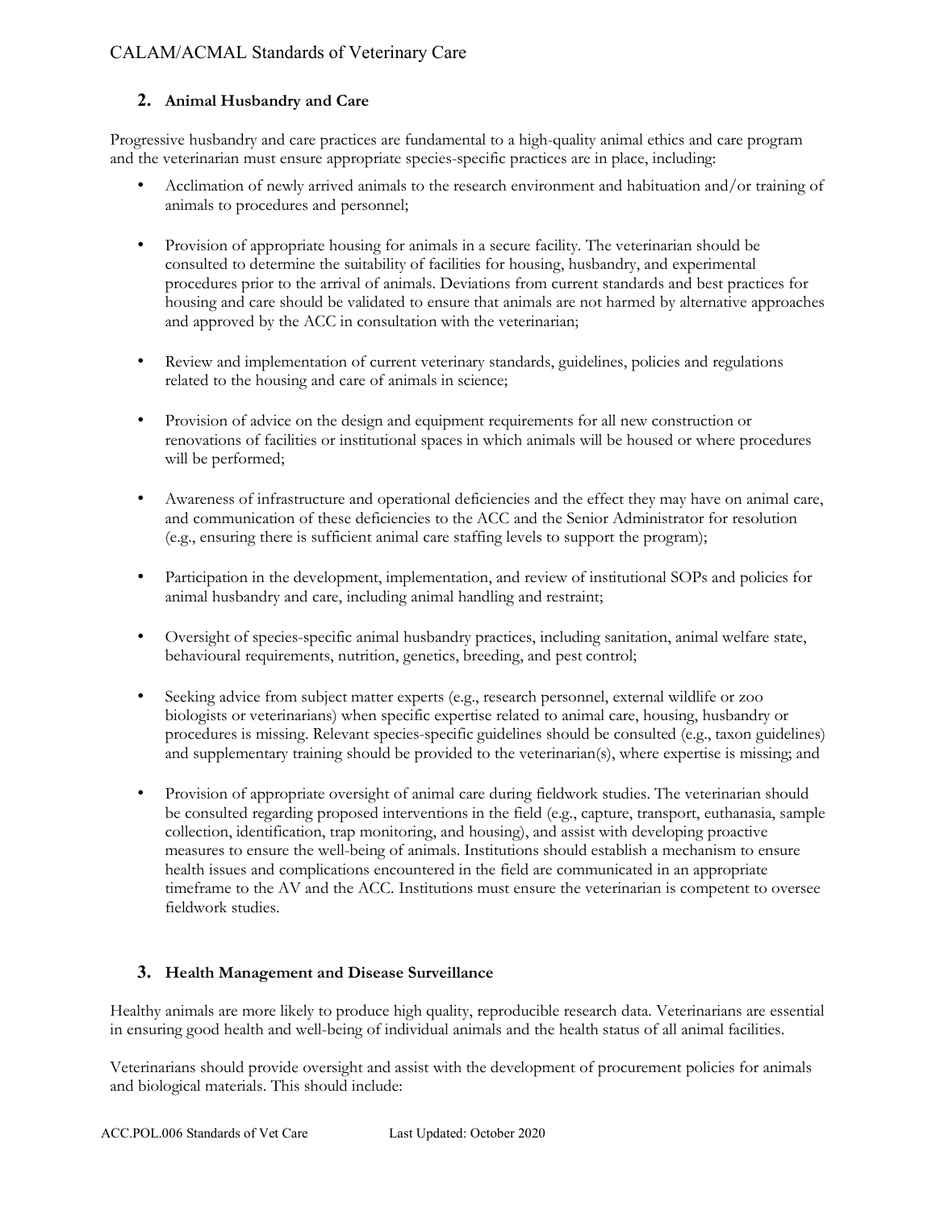## 2. Animal Husbandry and Care

Progressive husbandry and care practices are fundamental to a high-quality animal ethics and care program and the veterinarian must ensure appropriate species-specific practices are in place, including:

- Acclimation of newly arrived animals to the research environment and habituation and/or training of animals to procedures and personnel;
- Provision of appropriate housing for animals in a secure facility. The veterinarian should be consulted to determine the suitability of facilities for housing, husbandry, and experimental procedures prior to the arrival of animals. Deviations from current standards and best practices for housing and care should be validated to ensure that animals are not harmed by alternative approaches and approved by the ACC in consultation with the veterinarian;
- Review and implementation of current veterinary standards, guidelines, policies and regulations related to the housing and care of animals in science;
- Provision of advice on the design and equipment requirements for all new construction or renovations of facilities or institutional spaces in which animals will be housed or where procedures will be performed;
- Awareness of infrastructure and operational deficiencies and the effect they may have on animal care, and communication of these deficiencies to the ACC and the Senior Administrator for resolution (e.g., ensuring there is sufficient animal care staffing levels to support the program);
- Participation in the development, implementation, and review of institutional SOPs and policies for animal husbandry and care, including animal handling and restraint;
- Oversight of species-specific animal husbandry practices, including sanitation, animal welfare state, behavioural requirements, nutrition, genetics, breeding, and pest control;
- Seeking advice from subject matter experts (e.g., research personnel, external wildlife or zoo biologists or veterinarians) when specific expertise related to animal care, housing, husbandry or procedures is missing. Relevant species-specific guidelines should be consulted (e.g., taxon guidelines) and supplementary training should be provided to the veterinarian(s), where expertise is missing; and
- Provision of appropriate oversight of animal care during fieldwork studies. The veterinarian should be consulted regarding proposed interventions in the field (e.g., capture, transport, euthanasia, sample collection, identification, trap monitoring, and housing), and assist with developing proactive measures to ensure the well-being of animals. Institutions should establish a mechanism to ensure health issues and complications encountered in the field are communicated in an appropriate timeframe to the AV and the ACC. Institutions must ensure the veterinarian is competent to oversee fieldwork studies.

## 3. Health Management and Disease Surveillance

Healthy animals are more likely to produce high quality, reproducible research data. Veterinarians are essential in ensuring good health and well-being of individual animals and the health status of all animal facilities.

Veterinarians should provide oversight and assist with the development of procurement policies for animals and biological materials. This should include: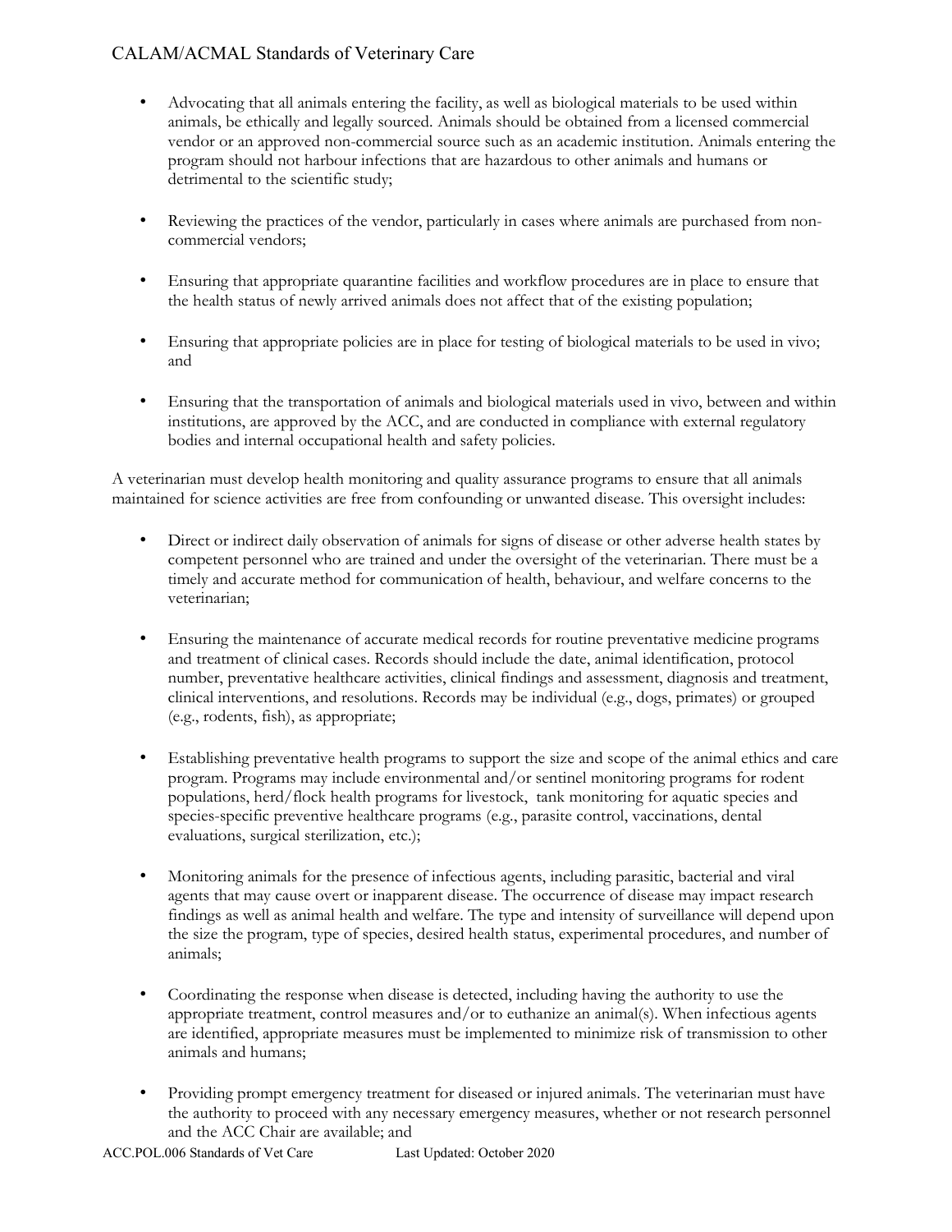- Advocating that all animals entering the facility, as well as biological materials to be used within animals, be ethically and legally sourced. Animals should be obtained from a licensed commercial vendor or an approved non-commercial source such as an academic institution. Animals entering the program should not harbour infections that are hazardous to other animals and humans or detrimental to the scientific study;

- Reviewing the practices of the vendor, particularly in cases where animals are purchased from non-commercial vendors;

- Ensuring that appropriate quarantine facilities and workflow procedures are in place to ensure that the health status of newly arrived animals does not affect that of the existing population;

- Ensuring that appropriate policies are in place for testing of biological materials to be used in vivo; and

- Ensuring that the transportation of animals and biological materials used in vivo, between and within institutions, are approved by the ACC, and are conducted in compliance with external regulatory bodies and internal occupational health and safety policies.

A veterinarian must develop health monitoring and quality assurance programs to ensure that all animals maintained for science activities are free from confounding or unwanted disease. This oversight includes:

- Direct or indirect daily observation of animals for signs of disease or other adverse health states by competent personnel who are trained and under the oversight of the veterinarian. There must be a timely and accurate method for communication of health, behaviour, and welfare concerns to the veterinarian;

- Ensuring the maintenance of accurate medical records for routine preventative medicine programs and treatment of clinical cases. Records should include the date, animal identification, protocol number, preventative healthcare activities, clinical findings and assessment, diagnosis and treatment, clinical interventions, and resolutions. Records may be individual (e.g., dogs, primates) or grouped (e.g., rodents, fish), as appropriate;

- Establishing preventative health programs to support the size and scope of the animal ethics and care program. Programs may include environmental and/or sentinel monitoring programs for rodent populations, herd/flock health programs for livestock, tank monitoring for aquatic species and species-specific preventive healthcare programs (e.g., parasite control, vaccinations, dental evaluations, surgical sterilization, etc.);

- Monitoring animals for the presence of infectious agents, including parasitic, bacterial and viral agents that may cause overt or inapparent disease. The occurrence of disease may impact research findings as well as animal health and welfare. The type and intensity of surveillance will depend upon the size the program, type of species, desired health status, experimental procedures, and number of animals;

- Coordinating the response when disease is detected, including having the authority to use the appropriate treatment, control measures and/or to euthanize an animal(s). When infectious agents are identified, appropriate measures must be implemented to minimize risk of transmission to other animals and humans;

- Providing prompt emergency treatment for diseased or injured animals. The veterinarian must have the authority to proceed with any necessary emergency measures, whether or not research personnel and the ACC Chair are available; and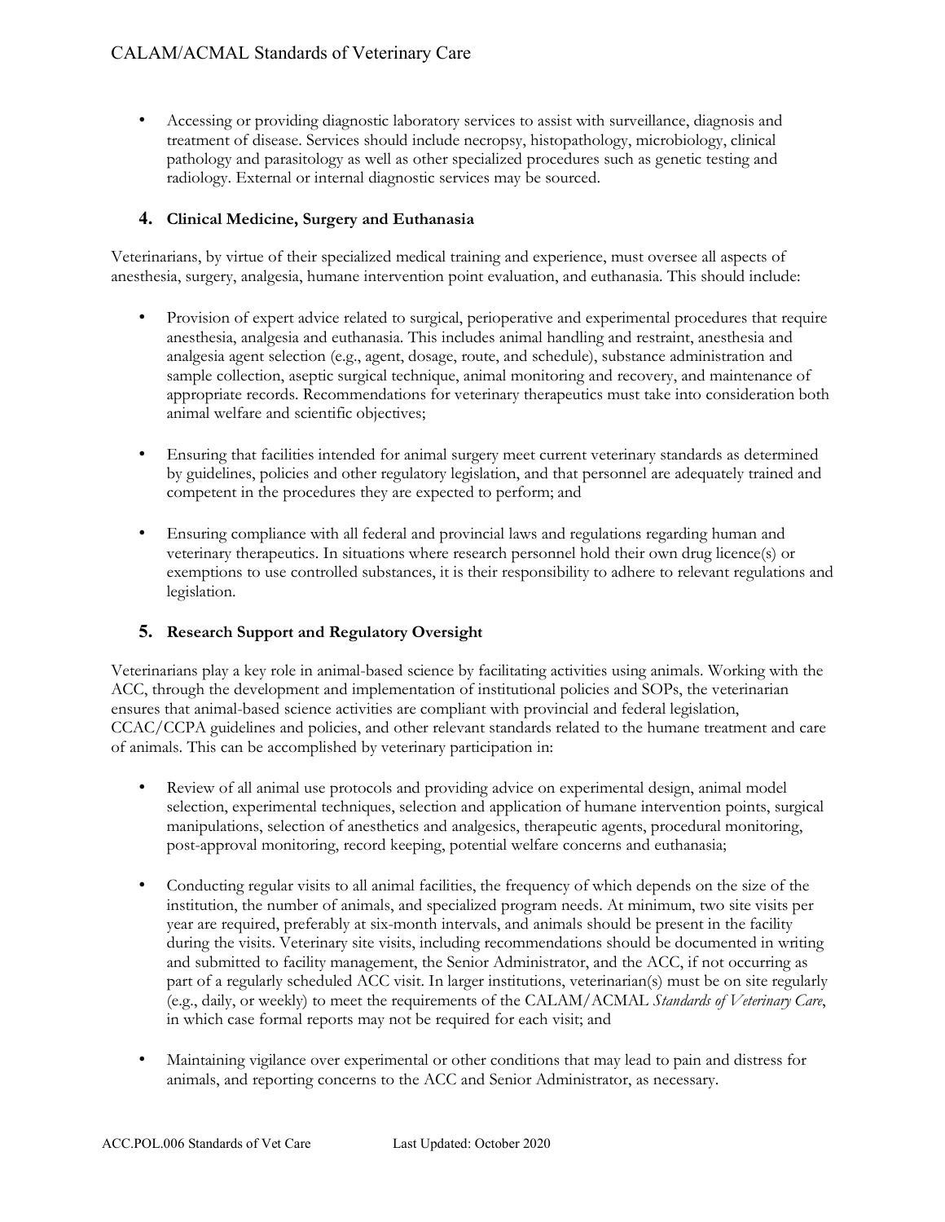- Accessing or providing diagnostic laboratory services to assist with surveillance, diagnosis and treatment of disease. Services should include necropsy, histopathology, microbiology, clinical pathology and parasitology as well as other specialized procedures such as genetic testing and radiology. External or internal diagnostic services may be sourced.

### 4. Clinical Medicine, Surgery and Euthanasia

Veterinarians, by virtue of their specialized medical training and experience, must oversee all aspects of anesthesia, surgery, analgesia, humane intervention point evaluation, and euthanasia. This should include:

- Provision of expert advice related to surgical, perioperative and experimental procedures that require anesthesia, analgesia and euthanasia. This includes animal handling and restraint, anesthesia and analgesia agent selection (e.g., agent, dosage, route, and schedule), substance administration and sample collection, aseptic surgical technique, animal monitoring and recovery, and maintenance of appropriate records. Recommendations for veterinary therapeutics must take into consideration both animal welfare and scientific objectives;

- Ensuring that facilities intended for animal surgery meet current veterinary standards as determined by guidelines, policies and other regulatory legislation, and that personnel are adequately trained and competent in the procedures they are expected to perform; and

- Ensuring compliance with all federal and provincial laws and regulations regarding human and veterinary therapeutics. In situations where research personnel hold their own drug licence(s) or exemptions to use controlled substances, it is their responsibility to adhere to relevant regulations and legislation.

### 5. Research Support and Regulatory Oversight

Veterinarians play a key role in animal-based science by facilitating activities using animals. Working with the ACC, through the development and implementation of institutional policies and SOPs, the veterinarian ensures that animal-based science activities are compliant with provincial and federal legislation, CCAC/CCPA guidelines and policies, and other relevant standards related to the humane treatment and care of animals. This can be accomplished by veterinary participation in:

- Review of all animal use protocols and providing advice on experimental design, animal model selection, experimental techniques, selection and application of humane intervention points, surgical manipulations, selection of anesthetics and analgesics, therapeutic agents, procedural monitoring, post-approval monitoring, record keeping, potential welfare concerns and euthanasia;

- Conducting regular visits to all animal facilities, the frequency of which depends on the size of the institution, the number of animals, and specialized program needs. At minimum, two site visits per year are required, preferably at six-month intervals, and animals should be present in the facility during the visits. Veterinary site visits, including recommendations should be documented in writing and submitted to facility management, the Senior Administrator, and the ACC, if not occurring as part of a regularly scheduled ACC visit. In larger institutions, veterinarian(s) must be on site regularly (e.g., daily, or weekly) to meet the requirements of the CALAM/ACMAL *Standards of Veterinary Care*, in which case formal reports may not be required for each visit; and

- Maintaining vigilance over experimental or other conditions that may lead to pain and distress for animals, and reporting concerns to the ACC and Senior Administrator, as necessary.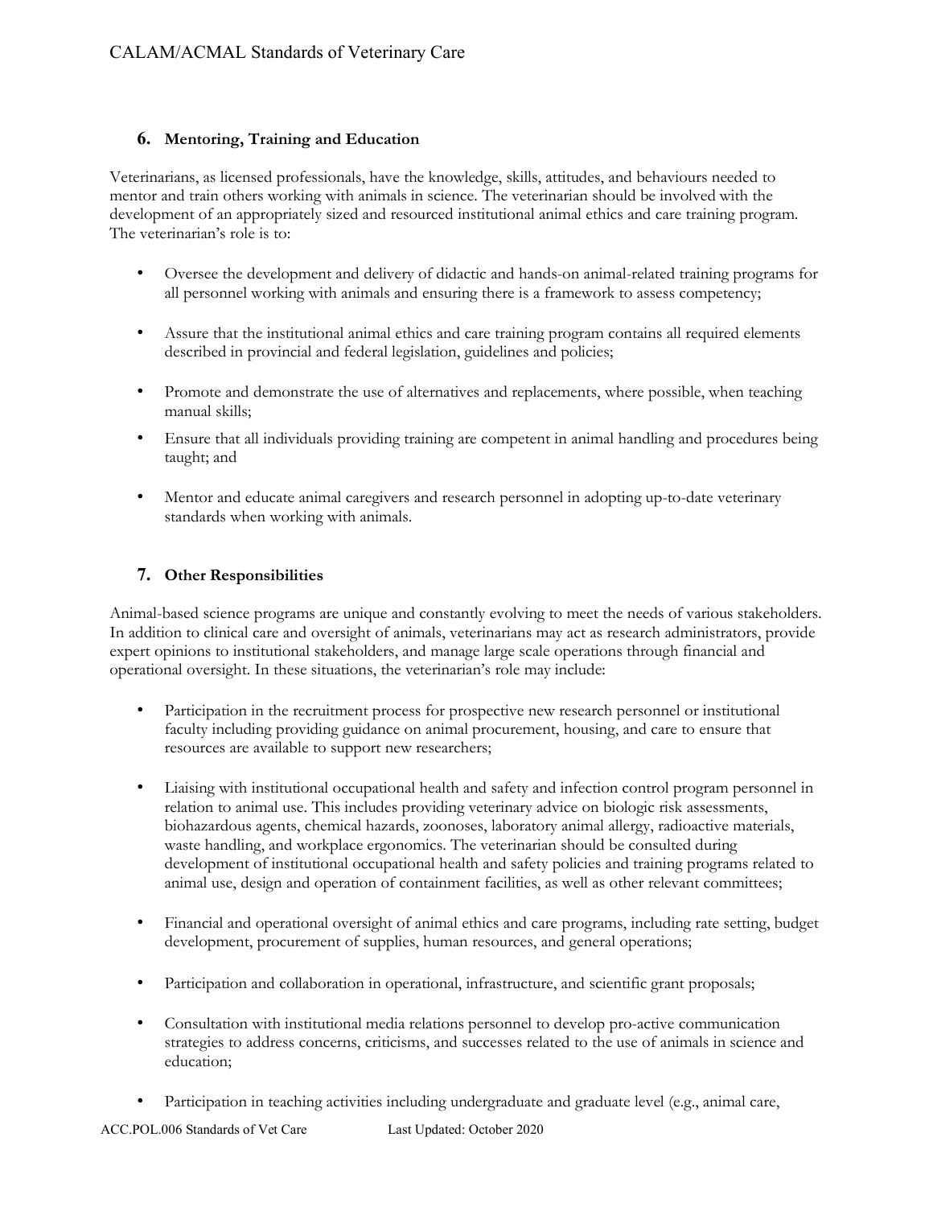## 6. Mentoring, Training and Education

Veterinarians, as licensed professionals, have the knowledge, skills, attitudes, and behaviours needed to mentor and train others working with animals in science. The veterinarian should be involved with the development of an appropriately sized and resourced institutional animal ethics and care training program. The veterinarian's role is to:

- Oversee the development and delivery of didactic and hands-on animal-related training programs for all personnel working with animals and ensuring there is a framework to assess competency;
- Assure that the institutional animal ethics and care training program contains all required elements described in provincial and federal legislation, guidelines and policies;
- Promote and demonstrate the use of alternatives and replacements, where possible, when teaching manual skills;
- Ensure that all individuals providing training are competent in animal handling and procedures being taught; and
- Mentor and educate animal caregivers and research personnel in adopting up-to-date veterinary standards when working with animals.

## 7. Other Responsibilities

Animal-based science programs are unique and constantly evolving to meet the needs of various stakeholders. In addition to clinical care and oversight of animals, veterinarians may act as research administrators, provide expert opinions to institutional stakeholders, and manage large scale operations through financial and operational oversight. In these situations, the veterinarian's role may include:

- Participation in the recruitment process for prospective new research personnel or institutional faculty including providing guidance on animal procurement, housing, and care to ensure that resources are available to support new researchers;
- Liaising with institutional occupational health and safety and infection control program personnel in relation to animal use. This includes providing veterinary advice on biologic risk assessments, biohazardous agents, chemical hazards, zoonoses, laboratory animal allergy, radioactive materials, waste handling, and workplace ergonomics. The veterinarian should be consulted during development of institutional occupational health and safety policies and training programs related to animal use, design and operation of containment facilities, as well as other relevant committees;
- Financial and operational oversight of animal ethics and care programs, including rate setting, budget development, procurement of supplies, human resources, and general operations;
- Participation and collaboration in operational, infrastructure, and scientific grant proposals;
- Consultation with institutional media relations personnel to develop pro-active communication strategies to address concerns, criticisms, and successes related to the use of animals in science and education;
- Participation in teaching activities including undergraduate and graduate level (e.g., animal care,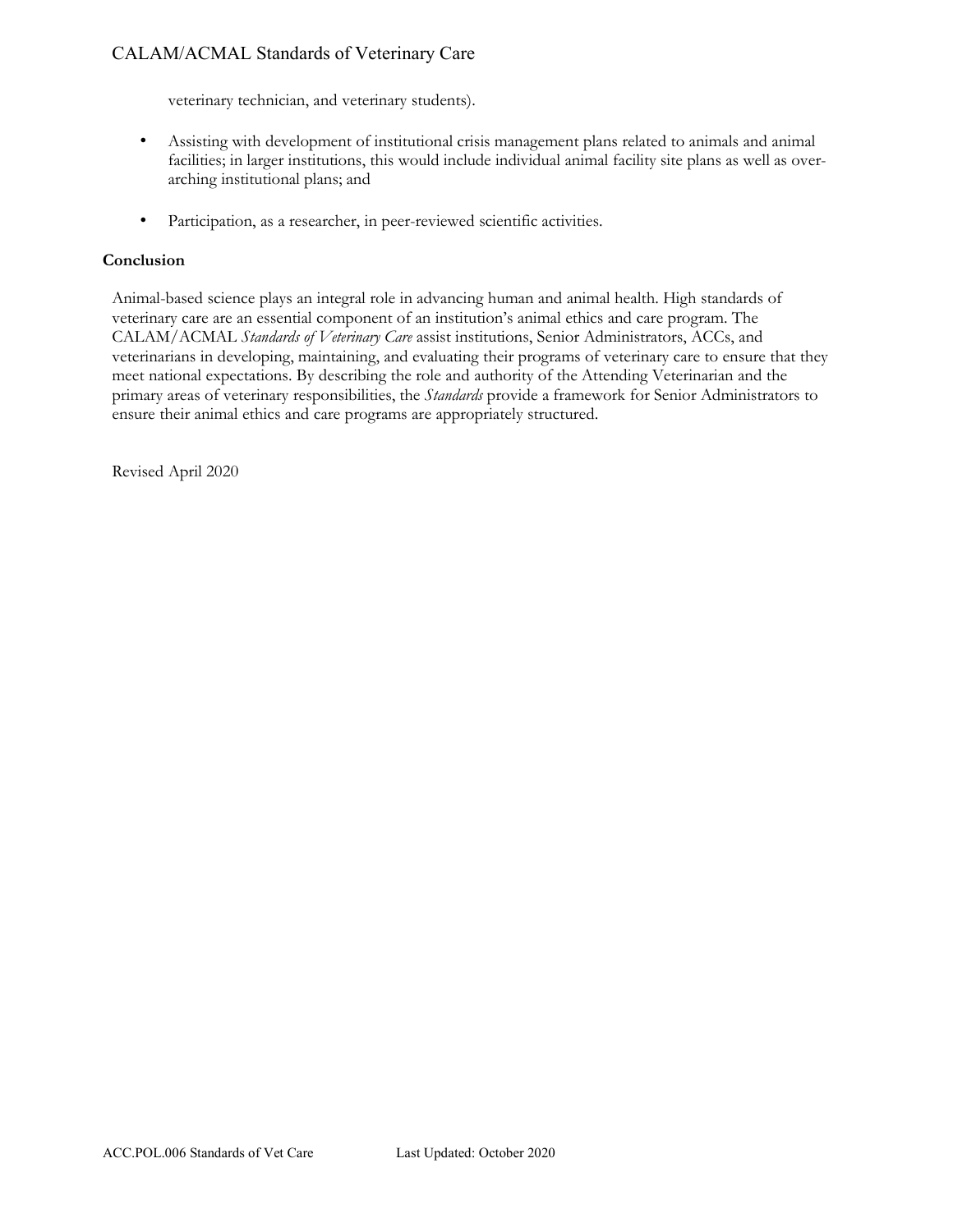veterinary technician, and veterinary students).

- Assisting with development of institutional crisis management plans related to animals and animal facilities; in larger institutions, this would include individual animal facility site plans as well as over-arching institutional plans; and

- Participation, as a researcher, in peer-reviewed scientific activities.

## Conclusion

Animal-based science plays an integral role in advancing human and animal health. High standards of veterinary care are an essential component of an institution's animal ethics and care program. The CALAM/ACMAL *Standards of Veterinary Care* assist institutions, Senior Administrators, ACCs, and veterinarians in developing, maintaining, and evaluating their programs of veterinary care to ensure that they meet national expectations. By describing the role and authority of the Attending Veterinarian and the primary areas of veterinary responsibilities, the *Standards* provide a framework for Senior Administrators to ensure their animal ethics and care programs are appropriately structured.

Revised April 2020